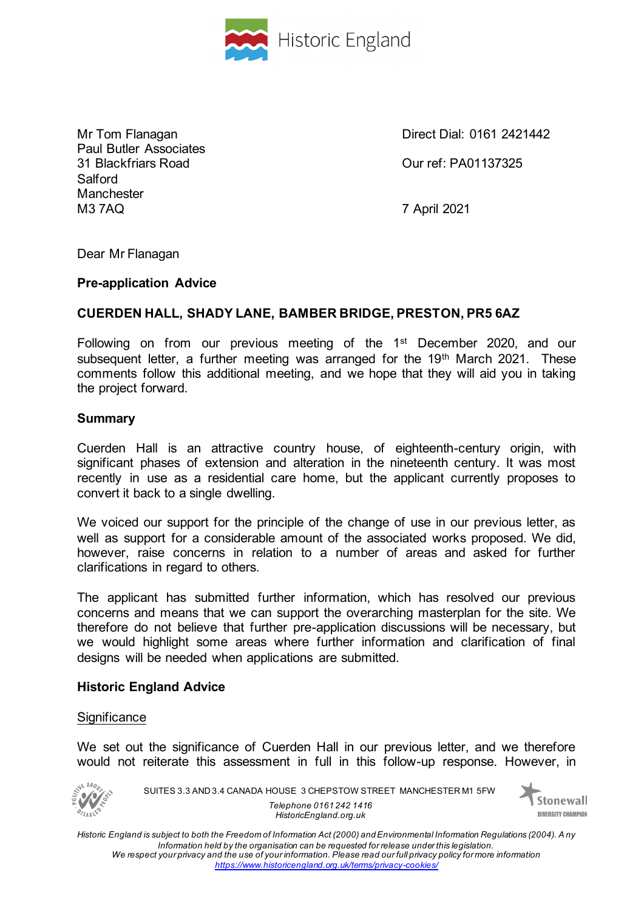Historic England

Mr Tom Flanagan
Paul Butler Associates
31 Blackfriars Road
Salford
Manchester
M3 7AQ

Direct Dial: 0161 2421442

Our ref: PA01137325

7 April 2021

Dear Mr Flanagan

**Pre-application Advice**

**CUERDEN HALL, SHADY LANE, BAMBER BRIDGE, PRESTON, PR5 6AZ**

Following on from our previous meeting of the 1st December 2020, and our subsequent letter, a further meeting was arranged for the 19th March 2021. These comments follow this additional meeting, and we hope that they will aid you in taking the project forward.

**Summary**

Cuerden Hall is an attractive country house, of eighteenth-century origin, with significant phases of extension and alteration in the nineteenth century. It was most recently in use as a residential care home, but the applicant currently proposes to convert it back to a single dwelling.

We voiced our support for the principle of the change of use in our previous letter, as well as support for a considerable amount of the associated works proposed. We did, however, raise concerns in relation to a number of areas and asked for further clarifications in regard to others.

The applicant has submitted further information, which has resolved our previous concerns and means that we can support the overarching masterplan for the site. We therefore do not believe that further pre-application discussions will be necessary, but we would highlight some areas where further information and clarification of final designs will be needed when applications are submitted.

**Historic England Advice**

Significance

We set out the significance of Cuerden Hall in our previous letter, and we therefore would not reiterate this assessment in full in this follow-up response. However, in

SUITES 3.3 AND 3.4 CANADA HOUSE 3 CHEPSTOW STREET MANCHESTER M1 5FW

*Telephone 0161 242 1416*
*HistoricEngland.org.uk*

*Historic England is subject to both the Freedom of Information Act (2000) and Environmental Information Regulations (2004). Any Information held by the organisation can be requested for release under this legislation.*
*We respect your privacy and the use of your information. Please read our full privacy policy for more information https://www.historicengland.org.uk/terms/privacy-cookies/*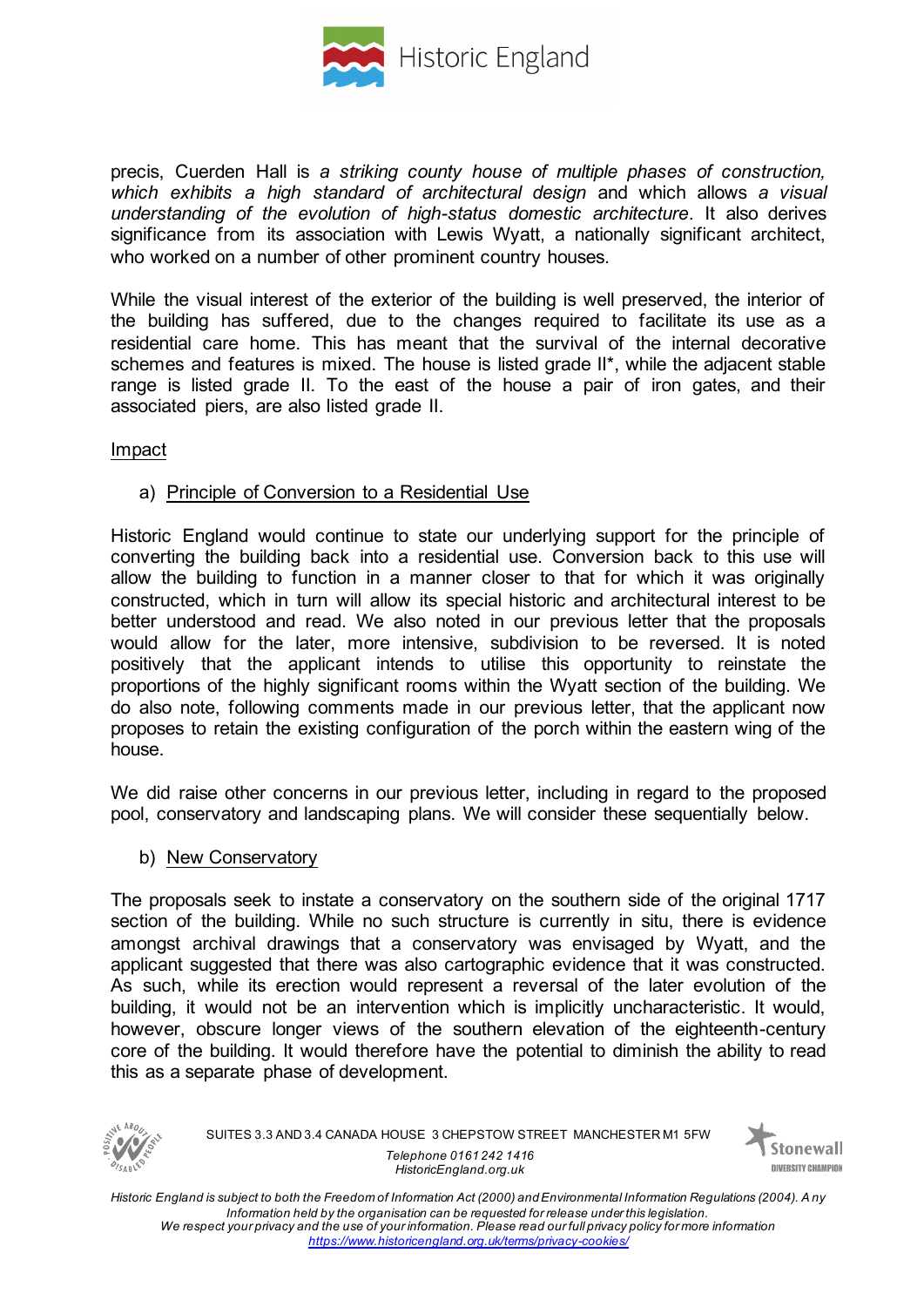precis, Cuerden Hall is *a striking county house of multiple phases of construction, which exhibits a high standard of architectural design* and which allows *a visual understanding of the evolution of high-status domestic architecture*. It also derives significance from its association with Lewis Wyatt, a nationally significant architect, who worked on a number of other prominent country houses.

While the visual interest of the exterior of the building is well preserved, the interior of the building has suffered, due to the changes required to facilitate its use as a residential care home. This has meant that the survival of the internal decorative schemes and features is mixed. The house is listed grade II*, while the adjacent stable range is listed grade II. To the east of the house a pair of iron gates, and their associated piers, are also listed grade II.

<u>Impact</u>

a) <u>Principle of Conversion to a Residential Use</u>

Historic England would continue to state our underlying support for the principle of converting the building back into a residential use. Conversion back to this use will allow the building to function in a manner closer to that for which it was originally constructed, which in turn will allow its special historic and architectural interest to be better understood and read. We also noted in our previous letter that the proposals would allow for the later, more intensive, subdivision to be reversed. It is noted positively that the applicant intends to utilise this opportunity to reinstate the proportions of the highly significant rooms within the Wyatt section of the building. We do also note, following comments made in our previous letter, that the applicant now proposes to retain the existing configuration of the porch within the eastern wing of the house.

We did raise other concerns in our previous letter, including in regard to the proposed pool, conservatory and landscaping plans. We will consider these sequentially below.

b) <u>New Conservatory</u>

The proposals seek to instate a conservatory on the southern side of the original 1717 section of the building. While no such structure is currently in situ, there is evidence amongst archival drawings that a conservatory was envisaged by Wyatt, and the applicant suggested that there was also cartographic evidence that it was constructed. As such, while its erection would represent a reversal of the later evolution of the building, it would not be an intervention which is implicitly uncharacteristic. It would, however, obscure longer views of the southern elevation of the eighteenth-century core of the building. It would therefore have the potential to diminish the ability to read this as a separate phase of development.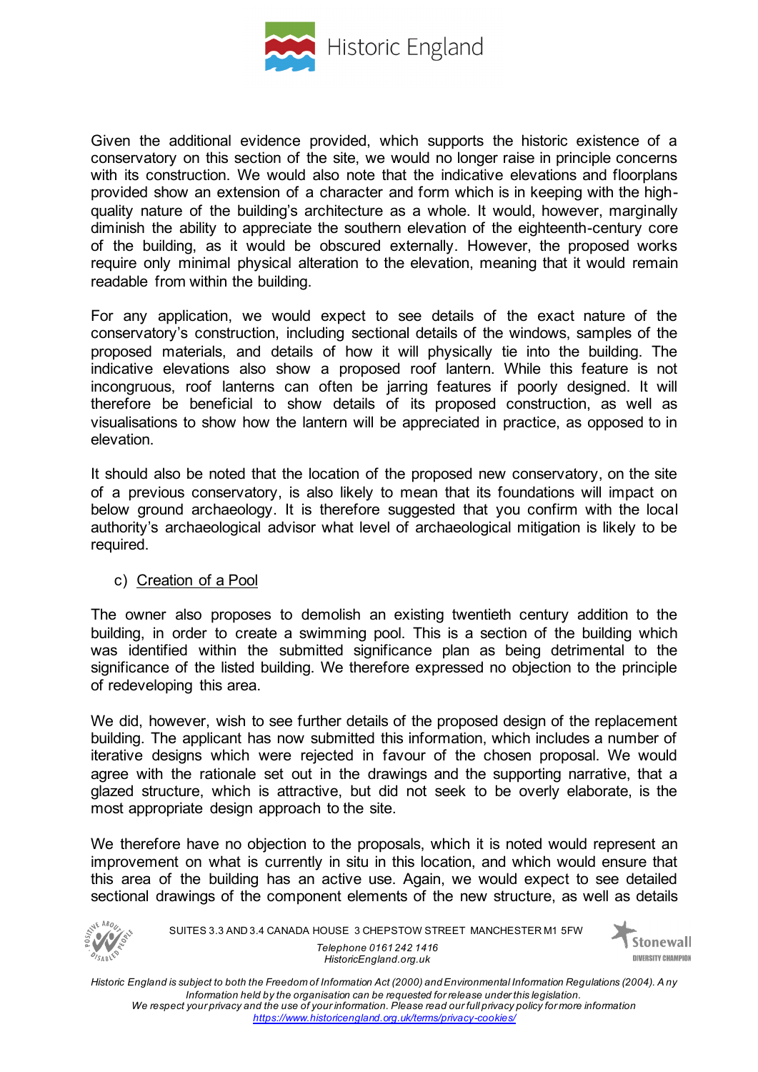Given the additional evidence provided, which supports the historic existence of a conservatory on this section of the site, we would no longer raise in principle concerns with its construction. We would also note that the indicative elevations and floorplans provided show an extension of a character and form which is in keeping with the high-quality nature of the building's architecture as a whole. It would, however, marginally diminish the ability to appreciate the southern elevation of the eighteenth-century core of the building, as it would be obscured externally. However, the proposed works require only minimal physical alteration to the elevation, meaning that it would remain readable from within the building.

For any application, we would expect to see details of the exact nature of the conservatory's construction, including sectional details of the windows, samples of the proposed materials, and details of how it will physically tie into the building. The indicative elevations also show a proposed roof lantern. While this feature is not incongruous, roof lanterns can often be jarring features if poorly designed. It will therefore be beneficial to show details of its proposed construction, as well as visualisations to show how the lantern will be appreciated in practice, as opposed to in elevation.

It should also be noted that the location of the proposed new conservatory, on the site of a previous conservatory, is also likely to mean that its foundations will impact on below ground archaeology. It is therefore suggested that you confirm with the local authority's archaeological advisor what level of archaeological mitigation is likely to be required.

c) Creation of a Pool

The owner also proposes to demolish an existing twentieth century addition to the building, in order to create a swimming pool. This is a section of the building which was identified within the submitted significance plan as being detrimental to the significance of the listed building. We therefore expressed no objection to the principle of redeveloping this area.

We did, however, wish to see further details of the proposed design of the replacement building. The applicant has now submitted this information, which includes a number of iterative designs which were rejected in favour of the chosen proposal. We would agree with the rationale set out in the drawings and the supporting narrative, that a glazed structure, which is attractive, but did not seek to be overly elaborate, is the most appropriate design approach to the site.

We therefore have no objection to the proposals, which it is noted would represent an improvement on what is currently in situ in this location, and which would ensure that this area of the building has an active use. Again, we would expect to see detailed sectional drawings of the component elements of the new structure, as well as details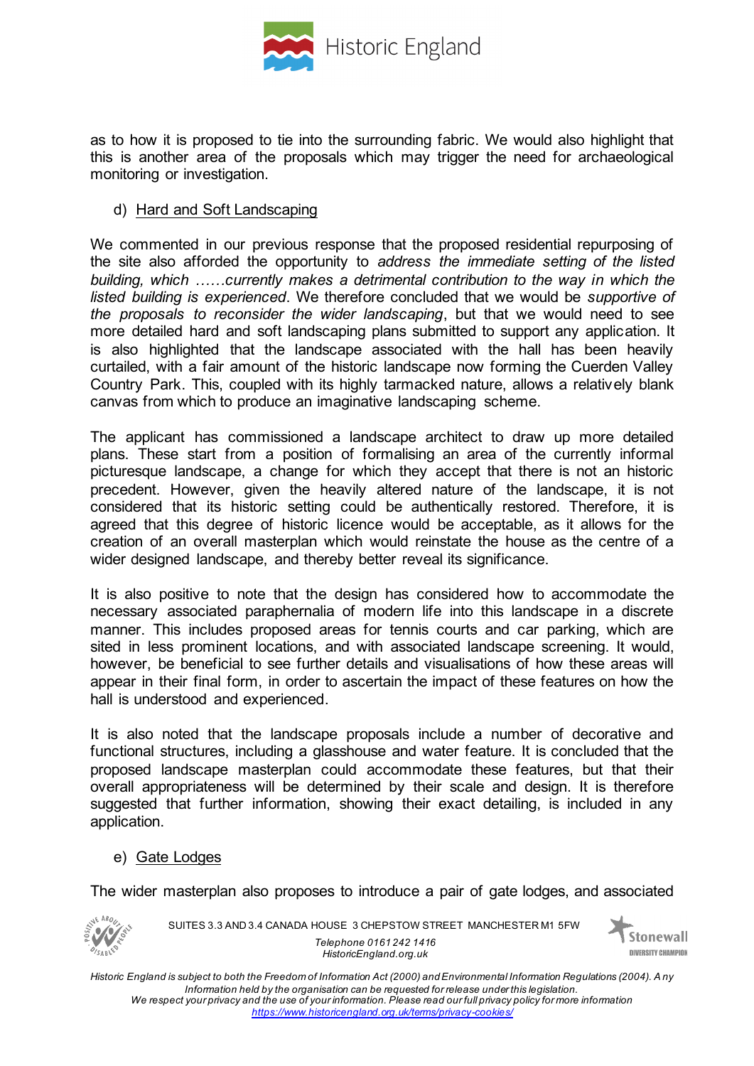as to how it is proposed to tie into the surrounding fabric. We would also highlight that this is another area of the proposals which may trigger the need for archaeological monitoring or investigation.

d) Hard and Soft Landscaping

We commented in our previous response that the proposed residential repurposing of the site also afforded the opportunity to *address the immediate setting of the listed building, which ……currently makes a detrimental contribution to the way in which the listed building is experienced*. We therefore concluded that we would be *supportive of the proposals to reconsider the wider landscaping*, but that we would need to see more detailed hard and soft landscaping plans submitted to support any application. It is also highlighted that the landscape associated with the hall has been heavily curtailed, with a fair amount of the historic landscape now forming the Cuerden Valley Country Park. This, coupled with its highly tarmacked nature, allows a relatively blank canvas from which to produce an imaginative landscaping scheme.

The applicant has commissioned a landscape architect to draw up more detailed plans. These start from a position of formalising an area of the currently informal picturesque landscape, a change for which they accept that there is not an historic precedent. However, given the heavily altered nature of the landscape, it is not considered that its historic setting could be authentically restored. Therefore, it is agreed that this degree of historic licence would be acceptable, as it allows for the creation of an overall masterplan which would reinstate the house as the centre of a wider designed landscape, and thereby better reveal its significance.

It is also positive to note that the design has considered how to accommodate the necessary associated paraphernalia of modern life into this landscape in a discrete manner. This includes proposed areas for tennis courts and car parking, which are sited in less prominent locations, and with associated landscape screening. It would, however, be beneficial to see further details and visualisations of how these areas will appear in their final form, in order to ascertain the impact of these features on how the hall is understood and experienced.

It is also noted that the landscape proposals include a number of decorative and functional structures, including a glasshouse and water feature. It is concluded that the proposed landscape masterplan could accommodate these features, but that their overall appropriateness will be determined by their scale and design. It is therefore suggested that further information, showing their exact detailing, is included in any application.

e) Gate Lodges

The wider masterplan also proposes to introduce a pair of gate lodges, and associated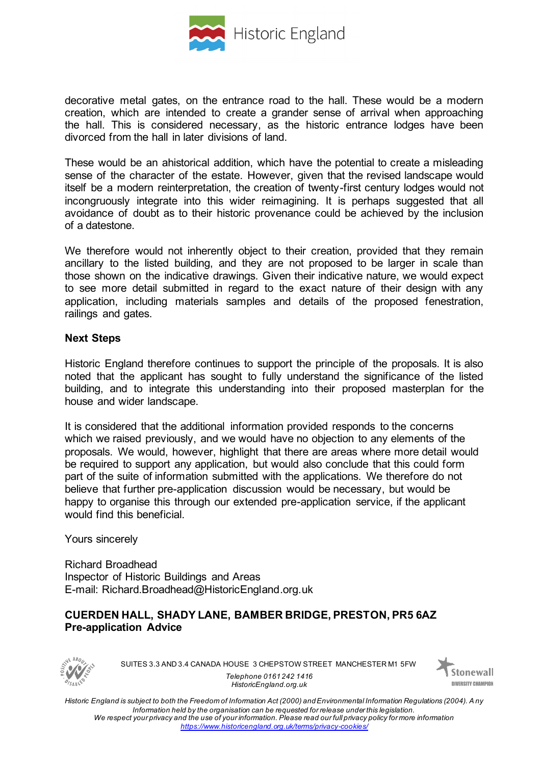decorative metal gates, on the entrance road to the hall. These would be a modern creation, which are intended to create a grander sense of arrival when approaching the hall. This is considered necessary, as the historic entrance lodges have been divorced from the hall in later divisions of land.

These would be an ahistorical addition, which have the potential to create a misleading sense of the character of the estate. However, given that the revised landscape would itself be a modern reinterpretation, the creation of twenty-first century lodges would not incongruously integrate into this wider reimagining. It is perhaps suggested that all avoidance of doubt as to their historic provenance could be achieved by the inclusion of a datestone.

We therefore would not inherently object to their creation, provided that they remain ancillary to the listed building, and they are not proposed to be larger in scale than those shown on the indicative drawings. Given their indicative nature, we would expect to see more detail submitted in regard to the exact nature of their design with any application, including materials samples and details of the proposed fenestration, railings and gates.

**Next Steps**

Historic England therefore continues to support the principle of the proposals. It is also noted that the applicant has sought to fully understand the significance of the listed building, and to integrate this understanding into their proposed masterplan for the house and wider landscape.

It is considered that the additional information provided responds to the concerns which we raised previously, and we would have no objection to any elements of the proposals. We would, however, highlight that there are areas where more detail would be required to support any application, but would also conclude that this could form part of the suite of information submitted with the applications. We therefore do not believe that further pre-application discussion would be necessary, but would be happy to organise this through our extended pre-application service, if the applicant would find this beneficial.

Yours sincerely

Richard Broadhead
Inspector of Historic Buildings and Areas
E-mail: Richard.Broadhead@HistoricEngland.org.uk

**CUERDEN HALL, SHADY LANE, BAMBER BRIDGE, PRESTON, PR5 6AZ**
**Pre-application Advice**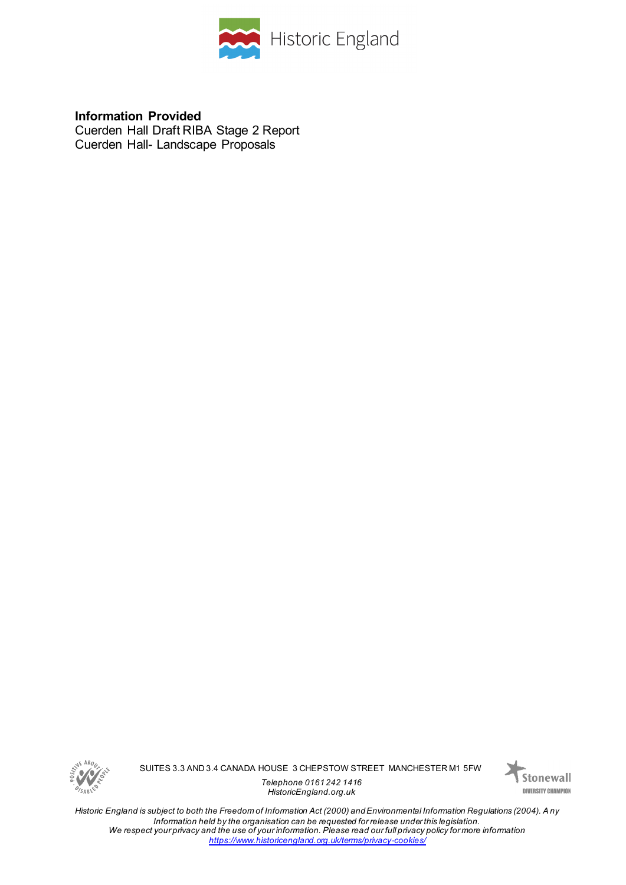**Information Provided**

Cuerden Hall Draft RIBA Stage 2 Report

Cuerden Hall- Landscape Proposals

SUITES 3.3 AND 3.4 CANADA HOUSE 3 CHEPSTOW STREET MANCHESTER M1 5FW

*Telephone 0161 242 1416*

*HistoricEngland.org.uk*

*Historic England is subject to both the Freedom of Information Act (2000) and Environmental Information Regulations (2004). Any Information held by the organisation can be requested for release under this legislation.*

*We respect your privacy and the use of your information. Please read our full privacy policy for more information https://www.historicengland.org.uk/terms/privacy-cookies/*